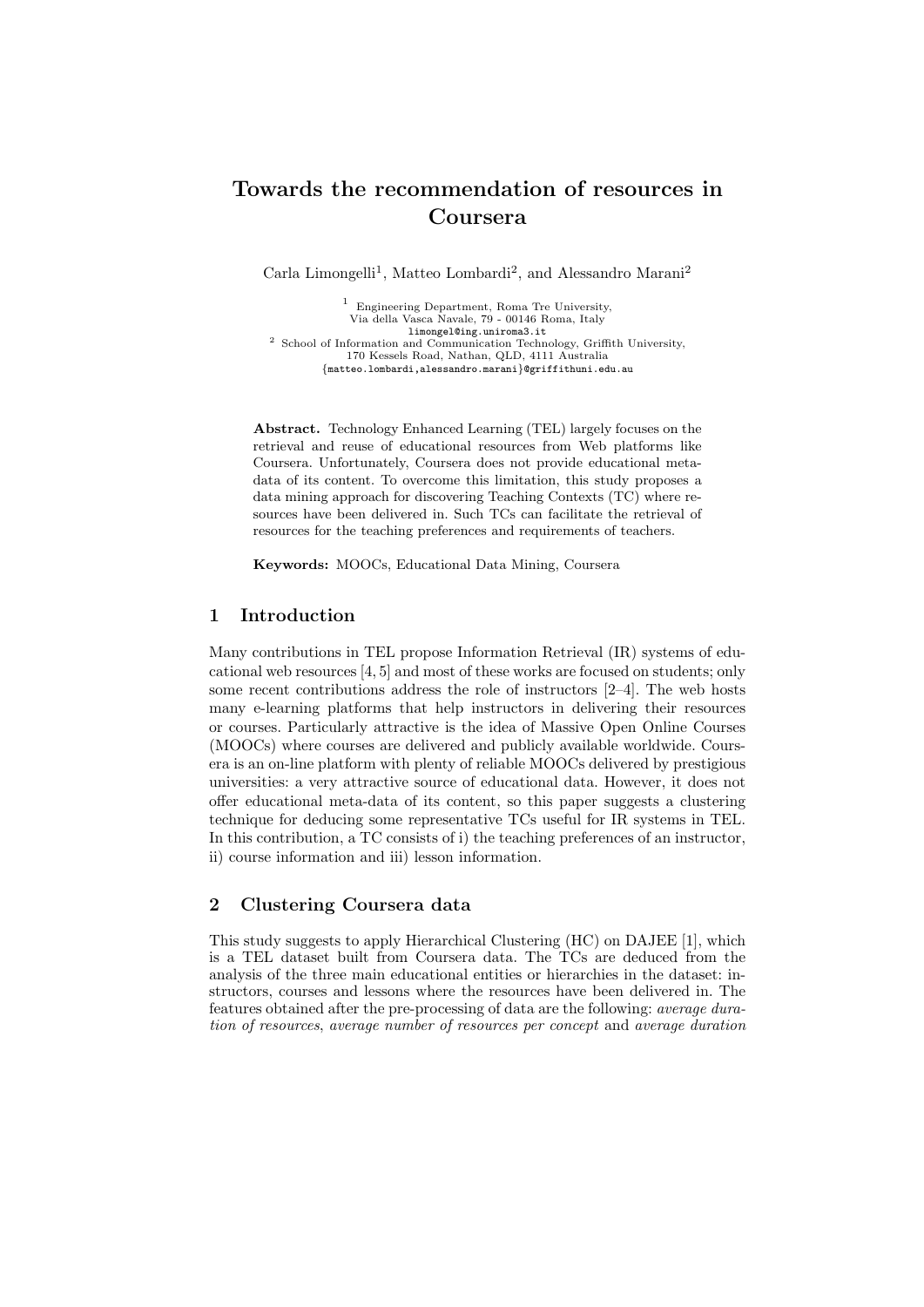# Towards the recommendation of resources in Coursera

Carla Limongelli[1], Matteo Lombardi[2], and Alessandro Marani[2]

[1] Engineering Department, Roma Tre University, Via della Vasca Navale, 79 - 00146 Roma, Italy
limongel@ing.uniroma3.it

[2] School of Information and Communication Technology, Griffith University, 170 Kessels Road, Nathan, QLD, 4111 Australia
{matteo.lombardi,alessandro.marani}@griffithuni.edu.au

**Abstract.** Technology Enhanced Learning (TEL) largely focuses on the retrieval and reuse of educational resources from Web platforms like Coursera. Unfortunately, Coursera does not provide educational meta-data of its content. To overcome this limitation, this study proposes a data mining approach for discovering Teaching Contexts (TC) where resources have been delivered in. Such TCs can facilitate the retrieval of resources for the teaching preferences and requirements of teachers.

**Keywords:** MOOCs, Educational Data Mining, Coursera

## 1 Introduction

Many contributions in TEL propose Information Retrieval (IR) systems of educational web resources [4, 5] and most of these works are focused on students; only some recent contributions address the role of instructors [2–4]. The web hosts many e-learning platforms that help instructors in delivering their resources or courses. Particularly attractive is the idea of Massive Open Online Courses (MOOCs) where courses are delivered and publicly available worldwide. Coursera is an on-line platform with plenty of reliable MOOCs delivered by prestigious universities: a very attractive source of educational data. However, it does not offer educational meta-data of its content, so this paper suggests a clustering technique for deducing some representative TCs useful for IR systems in TEL. In this contribution, a TC consists of i) the teaching preferences of an instructor, ii) course information and iii) lesson information.

## 2 Clustering Coursera data

This study suggests to apply Hierarchical Clustering (HC) on DAJEE [1], which is a TEL dataset built from Coursera data. The TCs are deduced from the analysis of the three main educational entities or hierarchies in the dataset: instructors, courses and lessons where the resources have been delivered in. The features obtained after the pre-processing of data are the following: *average duration of resources*, *average number of resources per concept* and *average duration*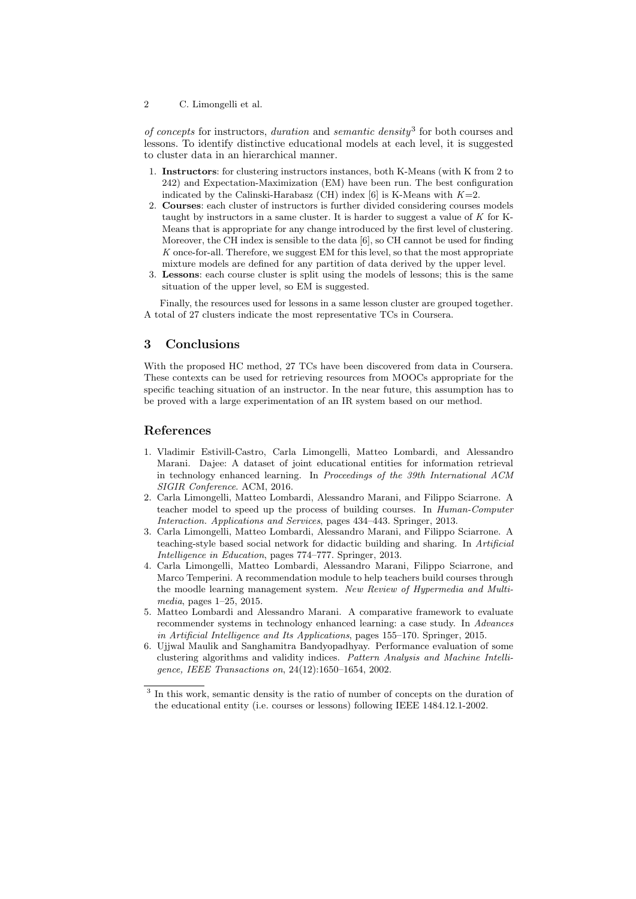*of concepts* for instructors, *duration* and *semantic density*[3] for both courses and lessons. To identify distinctive educational models at each level, it is suggested to cluster data in an hierarchical manner.

1. **Instructors**: for clustering instructors instances, both K-Means (with K from 2 to 242) and Expectation-Maximization (EM) have been run. The best configuration indicated by the Calinski-Harabasz (CH) index [6] is K-Means with $K$=2.
2. **Courses**: each cluster of instructors is further divided considering courses models taught by instructors in a same cluster. It is harder to suggest a value of $K$ for K-Means that is appropriate for any change introduced by the first level of clustering. Moreover, the CH index is sensible to the data [6], so CH cannot be used for finding $K$ once-for-all. Therefore, we suggest EM for this level, so that the most appropriate mixture models are defined for any partition of data derived by the upper level.
3. **Lessons**: each course cluster is split using the models of lessons; this is the same situation of the upper level, so EM is suggested.

Finally, the resources used for lessons in a same lesson cluster are grouped together. A total of 27 clusters indicate the most representative TCs in Coursera.

## 3 Conclusions

With the proposed HC method, 27 TCs have been discovered from data in Coursera. These contexts can be used for retrieving resources from MOOCs appropriate for the specific teaching situation of an instructor. In the near future, this assumption has to be proved with a large experimentation of an IR system based on our method.

## References

1. Vladimir Estivill-Castro, Carla Limongelli, Matteo Lombardi, and Alessandro Marani. Dajee: A dataset of joint educational entities for information retrieval in technology enhanced learning. In *Proceedings of the 39th International ACM SIGIR Conference*. ACM, 2016.
2. Carla Limongelli, Matteo Lombardi, Alessandro Marani, and Filippo Sciarrone. A teacher model to speed up the process of building courses. In *Human-Computer Interaction. Applications and Services*, pages 434–443. Springer, 2013.
3. Carla Limongelli, Matteo Lombardi, Alessandro Marani, and Filippo Sciarrone. A teaching-style based social network for didactic building and sharing. In *Artificial Intelligence in Education*, pages 774–777. Springer, 2013.
4. Carla Limongelli, Matteo Lombardi, Alessandro Marani, Filippo Sciarrone, and Marco Temperini. A recommendation module to help teachers build courses through the moodle learning management system. *New Review of Hypermedia and Multimedia*, pages 1–25, 2015.
5. Matteo Lombardi and Alessandro Marani. A comparative framework to evaluate recommender systems in technology enhanced learning: a case study. In *Advances in Artificial Intelligence and Its Applications*, pages 155–170. Springer, 2015.
6. Ujjwal Maulik and Sanghamitra Bandyopadhyay. Performance evaluation of some clustering algorithms and validity indices. *Pattern Analysis and Machine Intelligence, IEEE Transactions on*, 24(12):1650–1654, 2002.

[3] In this work, semantic density is the ratio of number of concepts on the duration of the educational entity (i.e. courses or lessons) following IEEE 1484.12.1-2002.